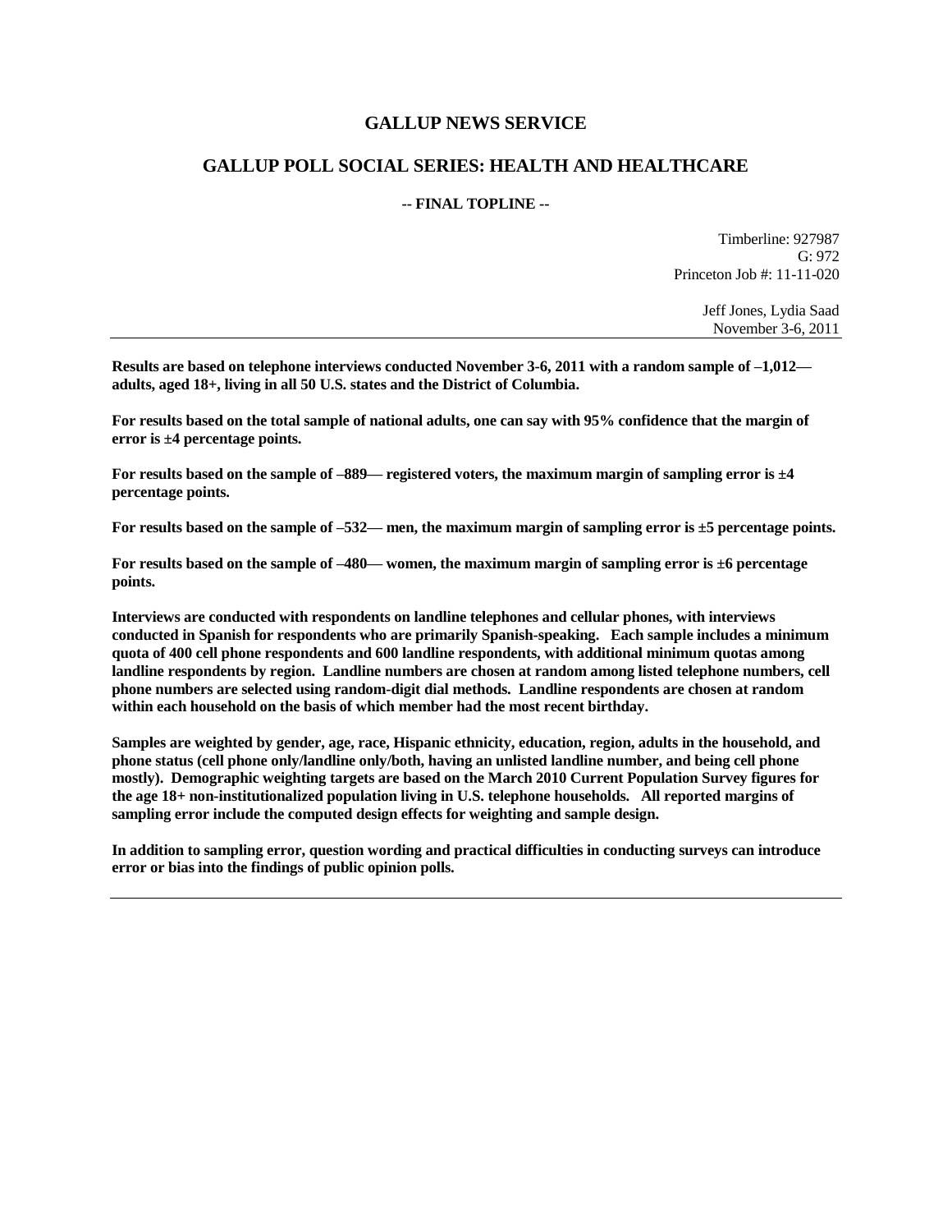# GALLUP NEWS SERVICE

## GALLUP POLL SOCIAL SERIES: HEALTH AND HEALTHCARE

**-- FINAL TOPLINE --**

Timberline: 927987
G: 972
Princeton Job #: 11-11-020

Jeff Jones, Lydia Saad
November 3-6, 2011

---

**Results are based on telephone interviews conducted November 3-6, 2011 with a random sample of –1,012— adults, aged 18+, living in all 50 U.S. states and the District of Columbia.**

**For results based on the total sample of national adults, one can say with 95% confidence that the margin of error is ±4 percentage points.**

**For results based on the sample of –889— registered voters, the maximum margin of sampling error is ±4 percentage points.**

**For results based on the sample of –532— men, the maximum margin of sampling error is ±5 percentage points.**

**For results based on the sample of –480— women, the maximum margin of sampling error is ±6 percentage points.**

**Interviews are conducted with respondents on landline telephones and cellular phones, with interviews conducted in Spanish for respondents who are primarily Spanish-speaking. Each sample includes a minimum quota of 400 cell phone respondents and 600 landline respondents, with additional minimum quotas among landline respondents by region. Landline numbers are chosen at random among listed telephone numbers, cell phone numbers are selected using random-digit dial methods. Landline respondents are chosen at random within each household on the basis of which member had the most recent birthday.**

**Samples are weighted by gender, age, race, Hispanic ethnicity, education, region, adults in the household, and phone status (cell phone only/landline only/both, having an unlisted landline number, and being cell phone mostly). Demographic weighting targets are based on the March 2010 Current Population Survey figures for the age 18+ non-institutionalized population living in U.S. telephone households. All reported margins of sampling error include the computed design effects for weighting and sample design.**

**In addition to sampling error, question wording and practical difficulties in conducting surveys can introduce error or bias into the findings of public opinion polls.**

---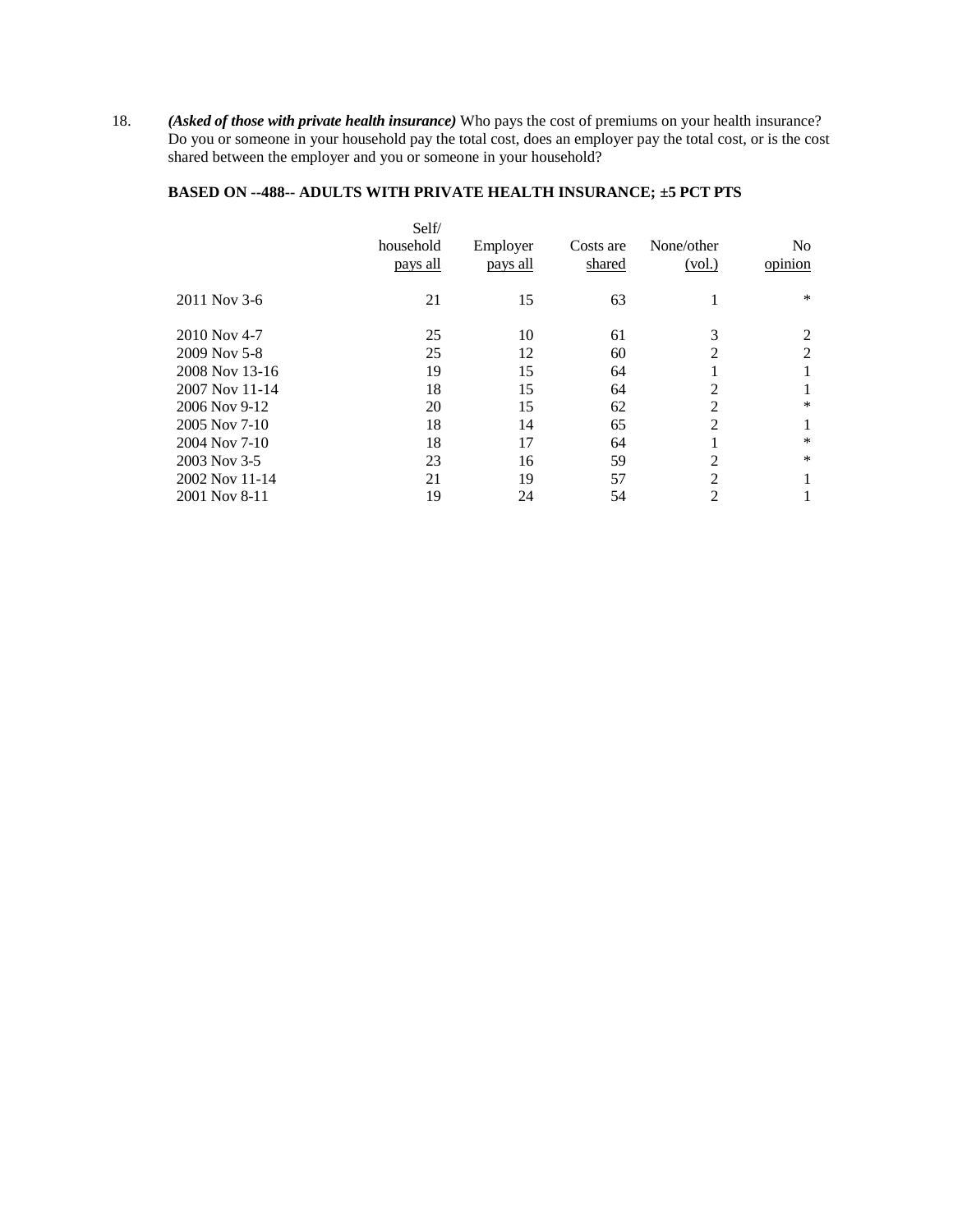18. ***(Asked of those with private health insurance)*** Who pays the cost of premiums on your health insurance? Do you or someone in your household pay the total cost, does an employer pay the total cost, or is the cost shared between the employer and you or someone in your household?

**BASED ON --488-- ADULTS WITH PRIVATE HEALTH INSURANCE; ±5 PCT PTS**

| | Self/ household pays all | Employer pays all | Costs are shared | None/other (vol.) | No opinion |
|---|---|---|---|---|---|
| 2011 Nov 3-6 | 21 | 15 | 63 | 1 | * |
| 2010 Nov 4-7 | 25 | 10 | 61 | 3 | 2 |
| 2009 Nov 5-8 | 25 | 12 | 60 | 2 | 2 |
| 2008 Nov 13-16 | 19 | 15 | 64 | 1 | 1 |
| 2007 Nov 11-14 | 18 | 15 | 64 | 2 | 1 |
| 2006 Nov 9-12 | 20 | 15 | 62 | 2 | * |
| 2005 Nov 7-10 | 18 | 14 | 65 | 2 | 1 |
| 2004 Nov 7-10 | 18 | 17 | 64 | 1 | * |
| 2003 Nov 3-5 | 23 | 16 | 59 | 2 | * |
| 2002 Nov 11-14 | 21 | 19 | 57 | 2 | 1 |
| 2001 Nov 8-11 | 19 | 24 | 54 | 2 | 1 |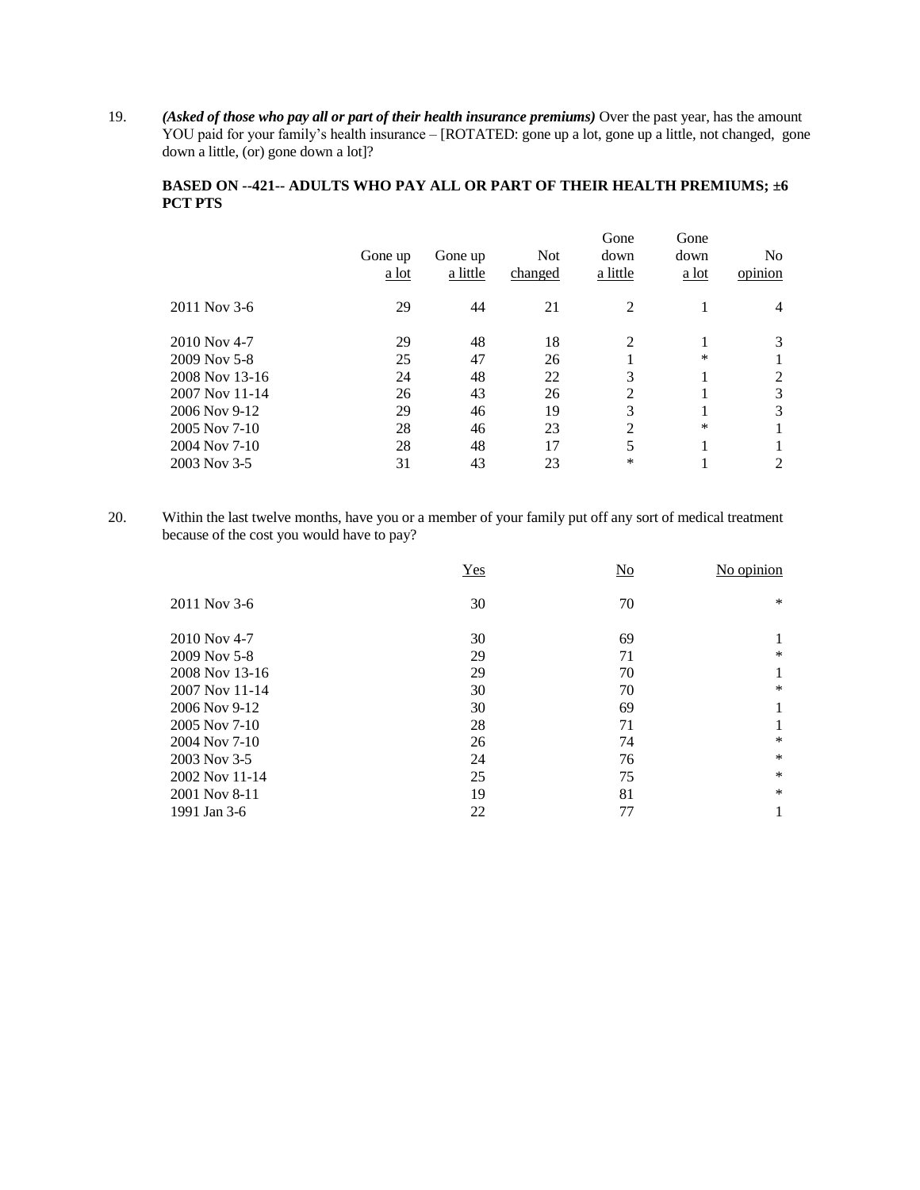19. ***(Asked of those who pay all or part of their health insurance premiums)*** Over the past year, has the amount YOU paid for your family's health insurance – [ROTATED: gone up a lot, gone up a little, not changed, gone down a little, (or) gone down a lot]?

**BASED ON --421-- ADULTS WHO PAY ALL OR PART OF THEIR HEALTH PREMIUMS; ±6 PCT PTS**

| | Gone up a lot | Gone up a little | Not changed | Gone down a little | Gone down a lot | No opinion |
|---|---|---|---|---|---|---|
| 2011 Nov 3-6 | 29 | 44 | 21 | 2 | 1 | 4 |
| 2010 Nov 4-7 | 29 | 48 | 18 | 2 | 1 | 3 |
| 2009 Nov 5-8 | 25 | 47 | 26 | 1 | * | 1 |
| 2008 Nov 13-16 | 24 | 48 | 22 | 3 | 1 | 2 |
| 2007 Nov 11-14 | 26 | 43 | 26 | 2 | 1 | 3 |
| 2006 Nov 9-12 | 29 | 46 | 19 | 3 | 1 | 3 |
| 2005 Nov 7-10 | 28 | 46 | 23 | 2 | * | 1 |
| 2004 Nov 7-10 | 28 | 48 | 17 | 5 | 1 | 1 |
| 2003 Nov 3-5 | 31 | 43 | 23 | * | 1 | 2 |

20. Within the last twelve months, have you or a member of your family put off any sort of medical treatment because of the cost you would have to pay?

| | Yes | No | No opinion |
|---|---|---|---|
| 2011 Nov 3-6 | 30 | 70 | * |
| 2010 Nov 4-7 | 30 | 69 | 1 |
| 2009 Nov 5-8 | 29 | 71 | * |
| 2008 Nov 13-16 | 29 | 70 | 1 |
| 2007 Nov 11-14 | 30 | 70 | * |
| 2006 Nov 9-12 | 30 | 69 | 1 |
| 2005 Nov 7-10 | 28 | 71 | 1 |
| 2004 Nov 7-10 | 26 | 74 | * |
| 2003 Nov 3-5 | 24 | 76 | * |
| 2002 Nov 11-14 | 25 | 75 | * |
| 2001 Nov 8-11 | 19 | 81 | * |
| 1991 Jan 3-6 | 22 | 77 | 1 |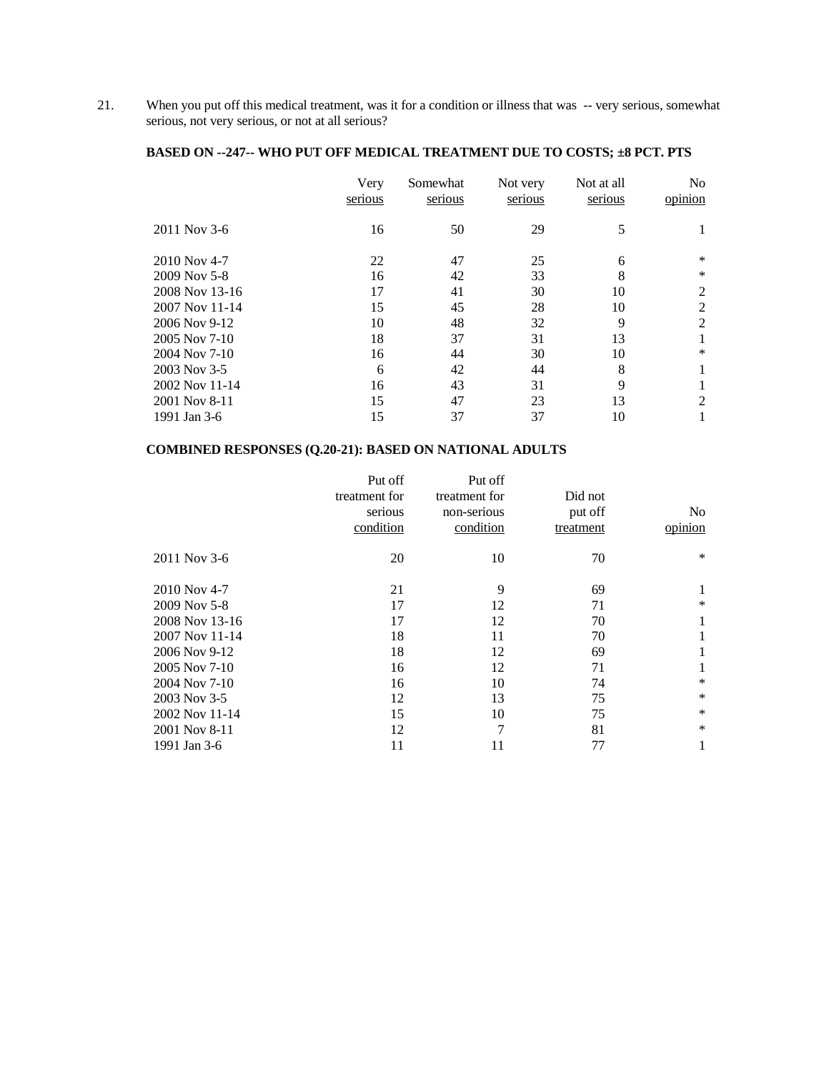21. When you put off this medical treatment, was it for a condition or illness that was -- very serious, somewhat serious, not very serious, or not at all serious?

**BASED ON --247-- WHO PUT OFF MEDICAL TREATMENT DUE TO COSTS; ±8 PCT. PTS**

| | Very serious | Somewhat serious | Not very serious | Not at all serious | No opinion |
|---|---|---|---|---|---|
| 2011 Nov 3-6 | 16 | 50 | 29 | 5 | 1 |
| 2010 Nov 4-7 | 22 | 47 | 25 | 6 | * |
| 2009 Nov 5-8 | 16 | 42 | 33 | 8 | * |
| 2008 Nov 13-16 | 17 | 41 | 30 | 10 | 2 |
| 2007 Nov 11-14 | 15 | 45 | 28 | 10 | 2 |
| 2006 Nov 9-12 | 10 | 48 | 32 | 9 | 2 |
| 2005 Nov 7-10 | 18 | 37 | 31 | 13 | 1 |
| 2004 Nov 7-10 | 16 | 44 | 30 | 10 | * |
| 2003 Nov 3-5 | 6 | 42 | 44 | 8 | 1 |
| 2002 Nov 11-14 | 16 | 43 | 31 | 9 | 1 |
| 2001 Nov 8-11 | 15 | 47 | 23 | 13 | 2 |
| 1991 Jan 3-6 | 15 | 37 | 37 | 10 | 1 |

**COMBINED RESPONSES (Q.20-21): BASED ON NATIONAL ADULTS**

| | Put off treatment for serious condition | Put off treatment for non-serious condition | Did not put off treatment | No opinion |
|---|---|---|---|---|
| 2011 Nov 3-6 | 20 | 10 | 70 | * |
| 2010 Nov 4-7 | 21 | 9 | 69 | 1 |
| 2009 Nov 5-8 | 17 | 12 | 71 | * |
| 2008 Nov 13-16 | 17 | 12 | 70 | 1 |
| 2007 Nov 11-14 | 18 | 11 | 70 | 1 |
| 2006 Nov 9-12 | 18 | 12 | 69 | 1 |
| 2005 Nov 7-10 | 16 | 12 | 71 | 1 |
| 2004 Nov 7-10 | 16 | 10 | 74 | * |
| 2003 Nov 3-5 | 12 | 13 | 75 | * |
| 2002 Nov 11-14 | 15 | 10 | 75 | * |
| 2001 Nov 8-11 | 12 | 7 | 81 | * |
| 1991 Jan 3-6 | 11 | 11 | 77 | 1 |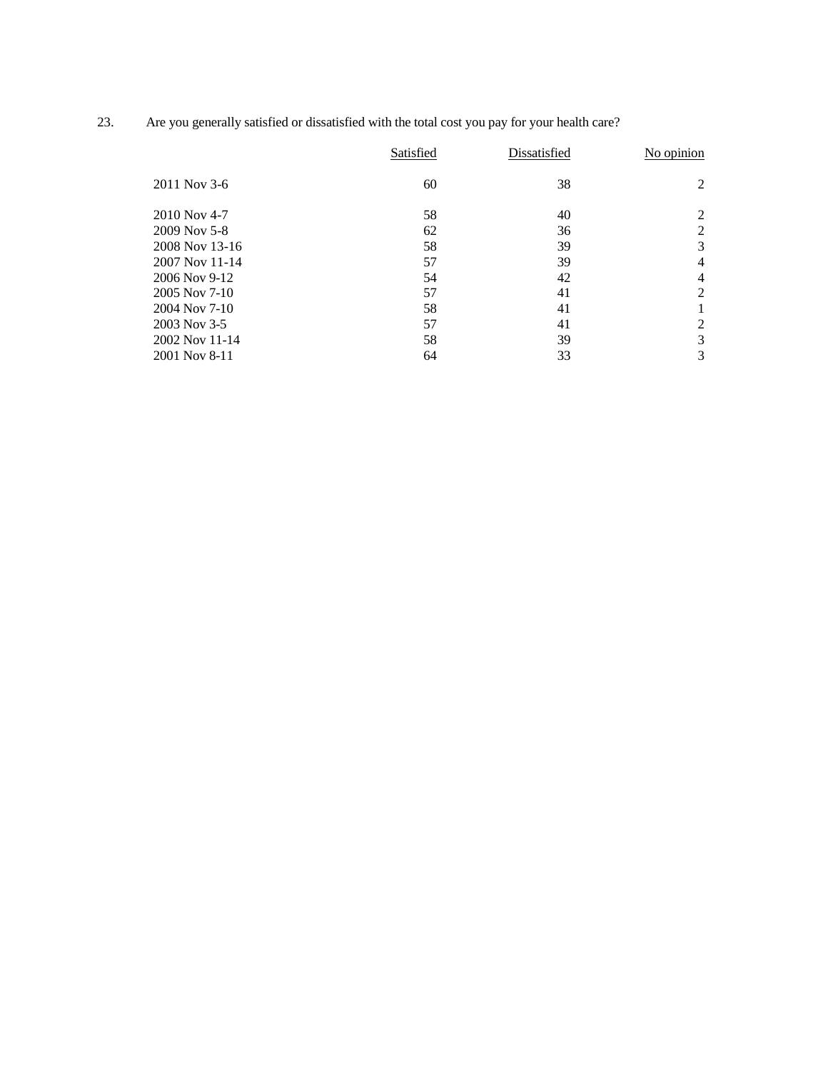23. Are you generally satisfied or dissatisfied with the total cost you pay for your health care?

| | Satisfied | Dissatisfied | No opinion |
|---|---|---|---|
| 2011 Nov 3-6 | 60 | 38 | 2 |
| 2010 Nov 4-7 | 58 | 40 | 2 |
| 2009 Nov 5-8 | 62 | 36 | 2 |
| 2008 Nov 13-16 | 58 | 39 | 3 |
| 2007 Nov 11-14 | 57 | 39 | 4 |
| 2006 Nov 9-12 | 54 | 42 | 4 |
| 2005 Nov 7-10 | 57 | 41 | 2 |
| 2004 Nov 7-10 | 58 | 41 | 1 |
| 2003 Nov 3-5 | 57 | 41 | 2 |
| 2002 Nov 11-14 | 58 | 39 | 3 |
| 2001 Nov 8-11 | 64 | 33 | 3 |